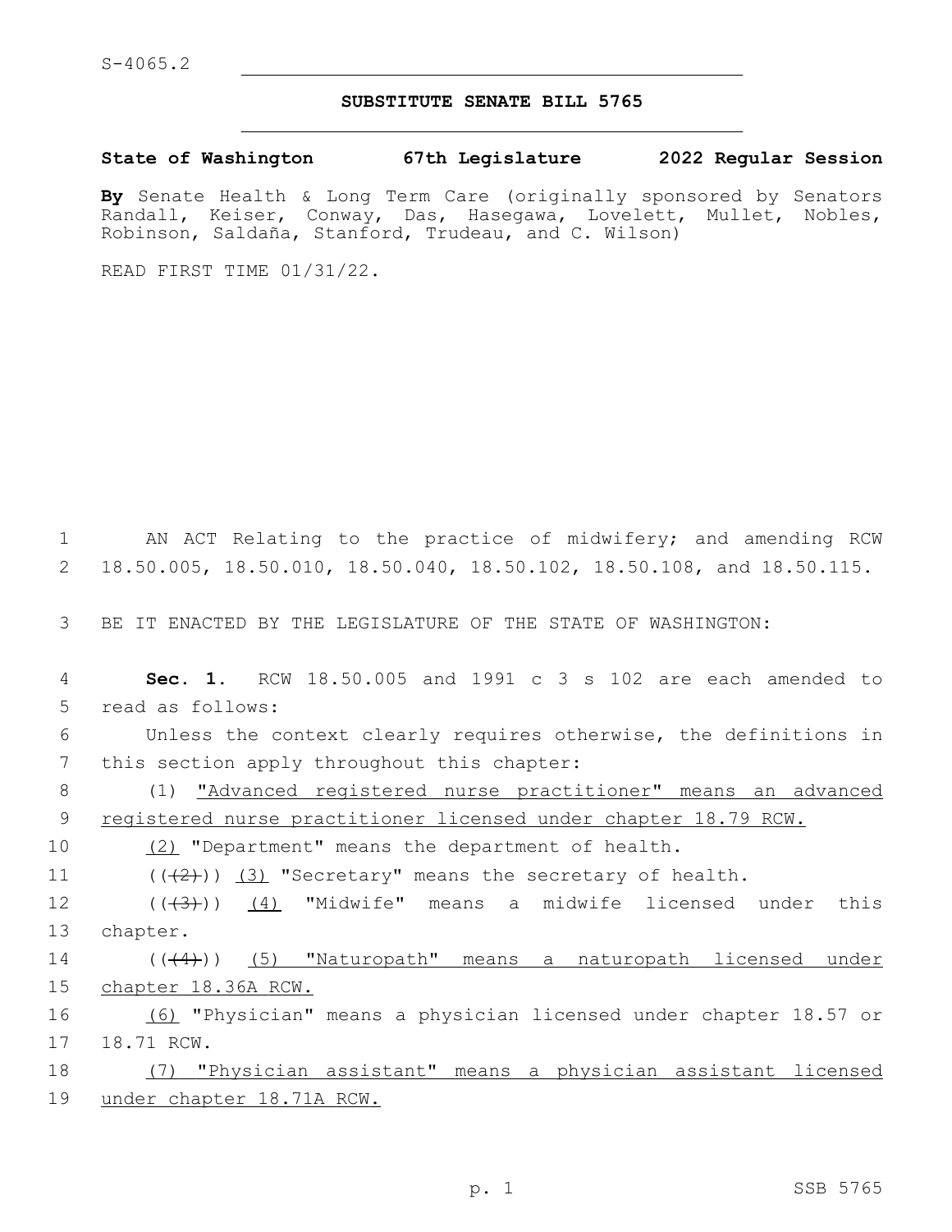S-4065.2

**SUBSTITUTE SENATE BILL 5765**

**State of Washington 67th Legislature 2022 Regular Session**

**By** Senate Health & Long Term Care (originally sponsored by Senators Randall, Keiser, Conway, Das, Hasegawa, Lovelett, Mullet, Nobles, Robinson, Saldaña, Stanford, Trudeau, and C. Wilson)

READ FIRST TIME 01/31/22.

AN ACT Relating to the practice of midwifery; and amending RCW 18.50.005, 18.50.010, 18.50.040, 18.50.102, 18.50.108, and 18.50.115.

BE IT ENACTED BY THE LEGISLATURE OF THE STATE OF WASHINGTON:

**Sec. 1.** RCW 18.50.005 and 1991 c 3 s 102 are each amended to read as follows:

Unless the context clearly requires otherwise, the definitions in this section apply throughout this chapter:

(1) "Advanced registered nurse practitioner" means an advanced registered nurse practitioner licensed under chapter 18.79 RCW.

(2) "Department" means the department of health.

((~~(2)~~)) (3) "Secretary" means the secretary of health.

((~~(3)~~)) (4) "Midwife" means a midwife licensed under this chapter.

((~~(4)~~)) (5) "Naturopath" means a naturopath licensed under chapter 18.36A RCW.

(6) "Physician" means a physician licensed under chapter 18.57 or 18.71 RCW.

(7) "Physician assistant" means a physician assistant licensed under chapter 18.71A RCW.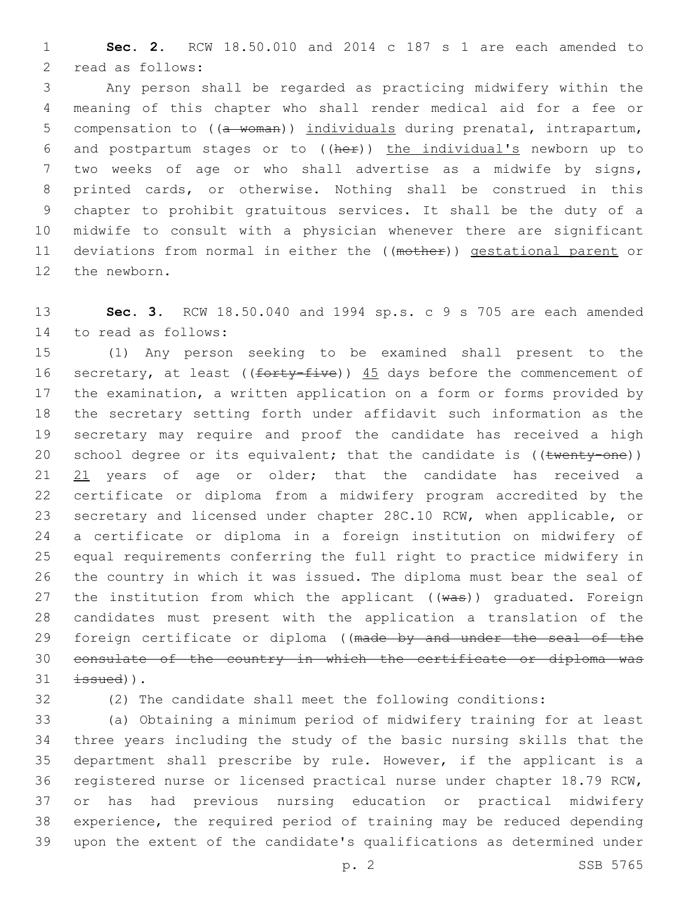**Sec. 2.** RCW 18.50.010 and 2014 c 187 s 1 are each amended to read as follows:

Any person shall be regarded as practicing midwifery within the meaning of this chapter who shall render medical aid for a fee or compensation to ((~~a woman~~)) <u>individuals</u> during prenatal, intrapartum, and postpartum stages or to ((~~her~~)) <u>the individual's</u> newborn up to two weeks of age or who shall advertise as a midwife by signs, printed cards, or otherwise. Nothing shall be construed in this chapter to prohibit gratuitous services. It shall be the duty of a midwife to consult with a physician whenever there are significant deviations from normal in either the ((~~mother~~)) <u>gestational parent</u> or the newborn.

**Sec. 3.** RCW 18.50.040 and 1994 sp.s. c 9 s 705 are each amended to read as follows:

(1) Any person seeking to be examined shall present to the secretary, at least ((~~forty-five~~)) <u>45</u> days before the commencement of the examination, a written application on a form or forms provided by the secretary setting forth under affidavit such information as the secretary may require and proof the candidate has received a high school degree or its equivalent; that the candidate is ((~~twenty-one~~)) <u>21</u> years of age or older; that the candidate has received a certificate or diploma from a midwifery program accredited by the secretary and licensed under chapter 28C.10 RCW, when applicable, or a certificate or diploma in a foreign institution on midwifery of equal requirements conferring the full right to practice midwifery in the country in which it was issued. The diploma must bear the seal of the institution from which the applicant ((~~was~~)) graduated. Foreign candidates must present with the application a translation of the foreign certificate or diploma ((~~made by and under the seal of the consulate of the country in which the certificate or diploma was issued~~)).

(2) The candidate shall meet the following conditions:

(a) Obtaining a minimum period of midwifery training for at least three years including the study of the basic nursing skills that the department shall prescribe by rule. However, if the applicant is a registered nurse or licensed practical nurse under chapter 18.79 RCW, or has had previous nursing education or practical midwifery experience, the required period of training may be reduced depending upon the extent of the candidate's qualifications as determined under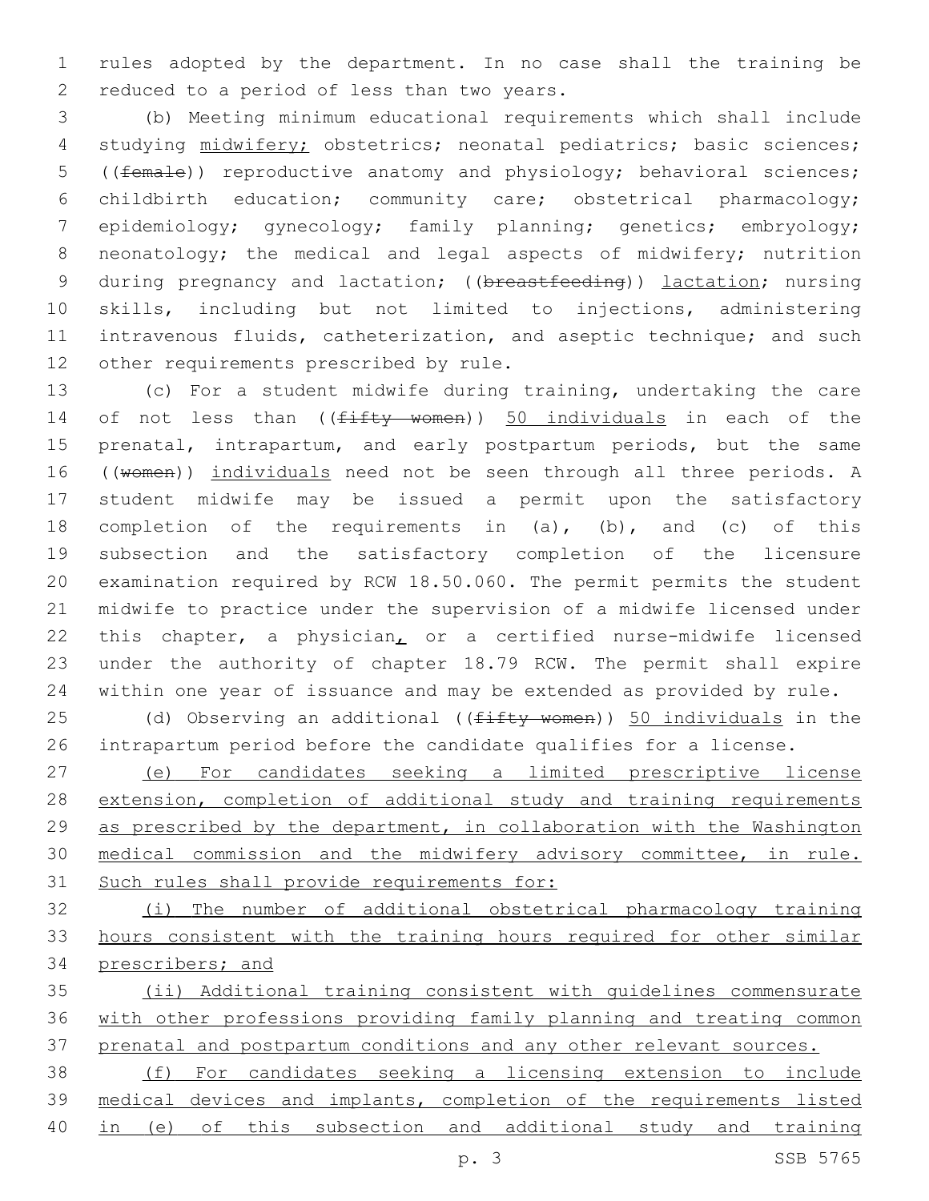rules adopted by the department. In no case shall the training be reduced to a period of less than two years.

(b) Meeting minimum educational requirements which shall include studying midwifery; obstetrics; neonatal pediatrics; basic sciences; ((~~female~~)) reproductive anatomy and physiology; behavioral sciences; childbirth education; community care; obstetrical pharmacology; epidemiology; gynecology; family planning; genetics; embryology; neonatology; the medical and legal aspects of midwifery; nutrition during pregnancy and lactation; ((~~breastfeeding~~)) lactation; nursing skills, including but not limited to injections, administering intravenous fluids, catheterization, and aseptic technique; and such other requirements prescribed by rule.

(c) For a student midwife during training, undertaking the care of not less than ((~~fifty women~~)) 50 individuals in each of the prenatal, intrapartum, and early postpartum periods, but the same ((~~women~~)) individuals need not be seen through all three periods. A student midwife may be issued a permit upon the satisfactory completion of the requirements in (a), (b), and (c) of this subsection and the satisfactory completion of the licensure examination required by RCW 18.50.060. The permit permits the student midwife to practice under the supervision of a midwife licensed under this chapter, a physician, or a certified nurse-midwife licensed under the authority of chapter 18.79 RCW. The permit shall expire within one year of issuance and may be extended as provided by rule.

(d) Observing an additional ((~~fifty women~~)) 50 individuals in the intrapartum period before the candidate qualifies for a license.

(e) For candidates seeking a limited prescriptive license extension, completion of additional study and training requirements as prescribed by the department, in collaboration with the Washington medical commission and the midwifery advisory committee, in rule. Such rules shall provide requirements for:

(i) The number of additional obstetrical pharmacology training hours consistent with the training hours required for other similar prescribers; and

(ii) Additional training consistent with guidelines commensurate with other professions providing family planning and treating common prenatal and postpartum conditions and any other relevant sources.

(f) For candidates seeking a licensing extension to include medical devices and implants, completion of the requirements listed in (e) of this subsection and additional study and training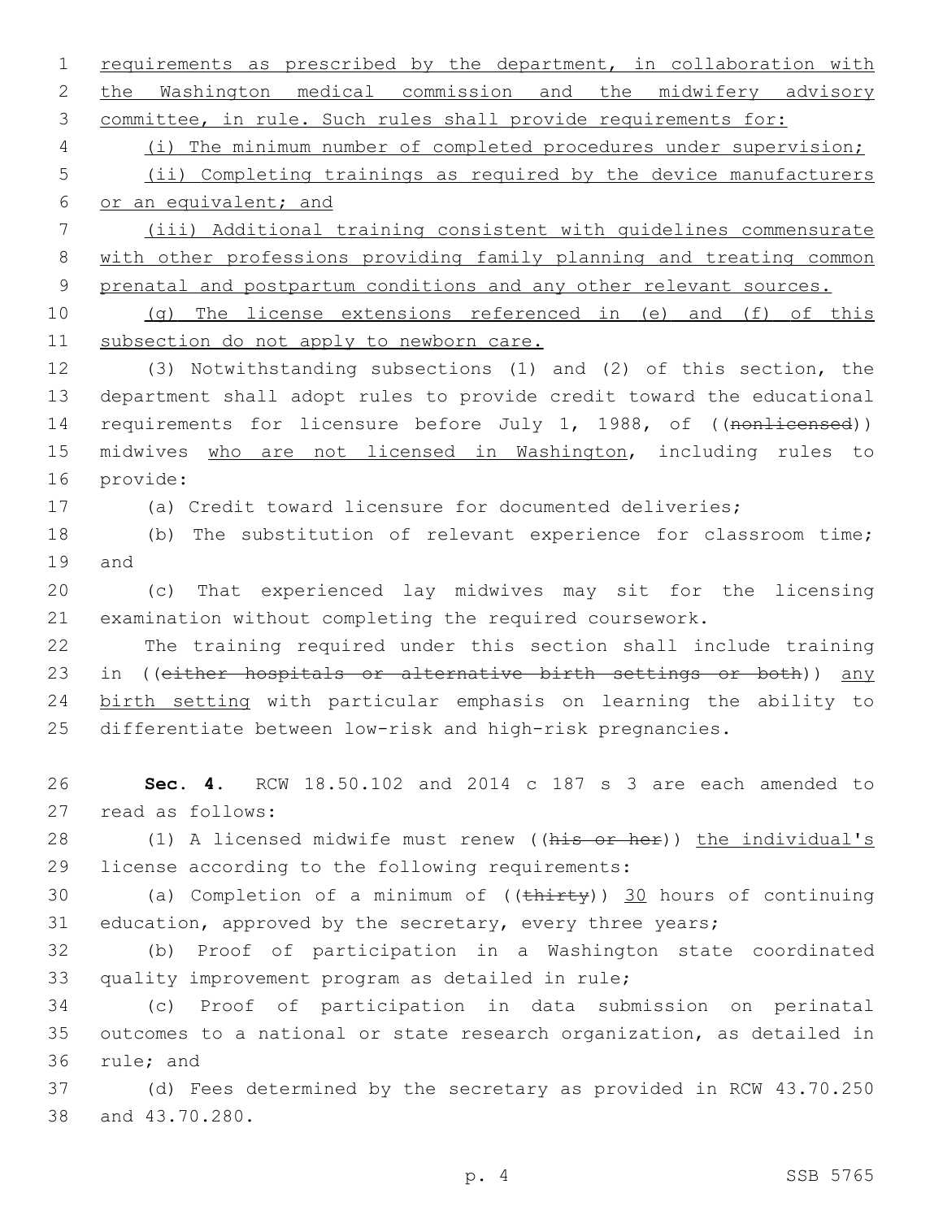requirements as prescribed by the department, in collaboration with the Washington medical commission and the midwifery advisory committee, in rule. Such rules shall provide requirements for:

(i) The minimum number of completed procedures under supervision;

(ii) Completing trainings as required by the device manufacturers or an equivalent; and

(iii) Additional training consistent with guidelines commensurate with other professions providing family planning and treating common prenatal and postpartum conditions and any other relevant sources.

(g) The license extensions referenced in (e) and (f) of this subsection do not apply to newborn care.

(3) Notwithstanding subsections (1) and (2) of this section, the department shall adopt rules to provide credit toward the educational requirements for licensure before July 1, 1988, of ((~~nonlicensed~~)) midwives who are not licensed in Washington, including rules to provide:

(a) Credit toward licensure for documented deliveries;

(b) The substitution of relevant experience for classroom time; and

(c) That experienced lay midwives may sit for the licensing examination without completing the required coursework.

The training required under this section shall include training in ((~~either hospitals or alternative birth settings or both~~)) any birth setting with particular emphasis on learning the ability to differentiate between low-risk and high-risk pregnancies.

**Sec. 4.** RCW 18.50.102 and 2014 c 187 s 3 are each amended to read as follows:

(1) A licensed midwife must renew ((~~his or her~~)) the individual's license according to the following requirements:

(a) Completion of a minimum of ((~~thirty~~)) 30 hours of continuing education, approved by the secretary, every three years;

(b) Proof of participation in a Washington state coordinated quality improvement program as detailed in rule;

(c) Proof of participation in data submission on perinatal outcomes to a national or state research organization, as detailed in rule; and

(d) Fees determined by the secretary as provided in RCW 43.70.250 and 43.70.280.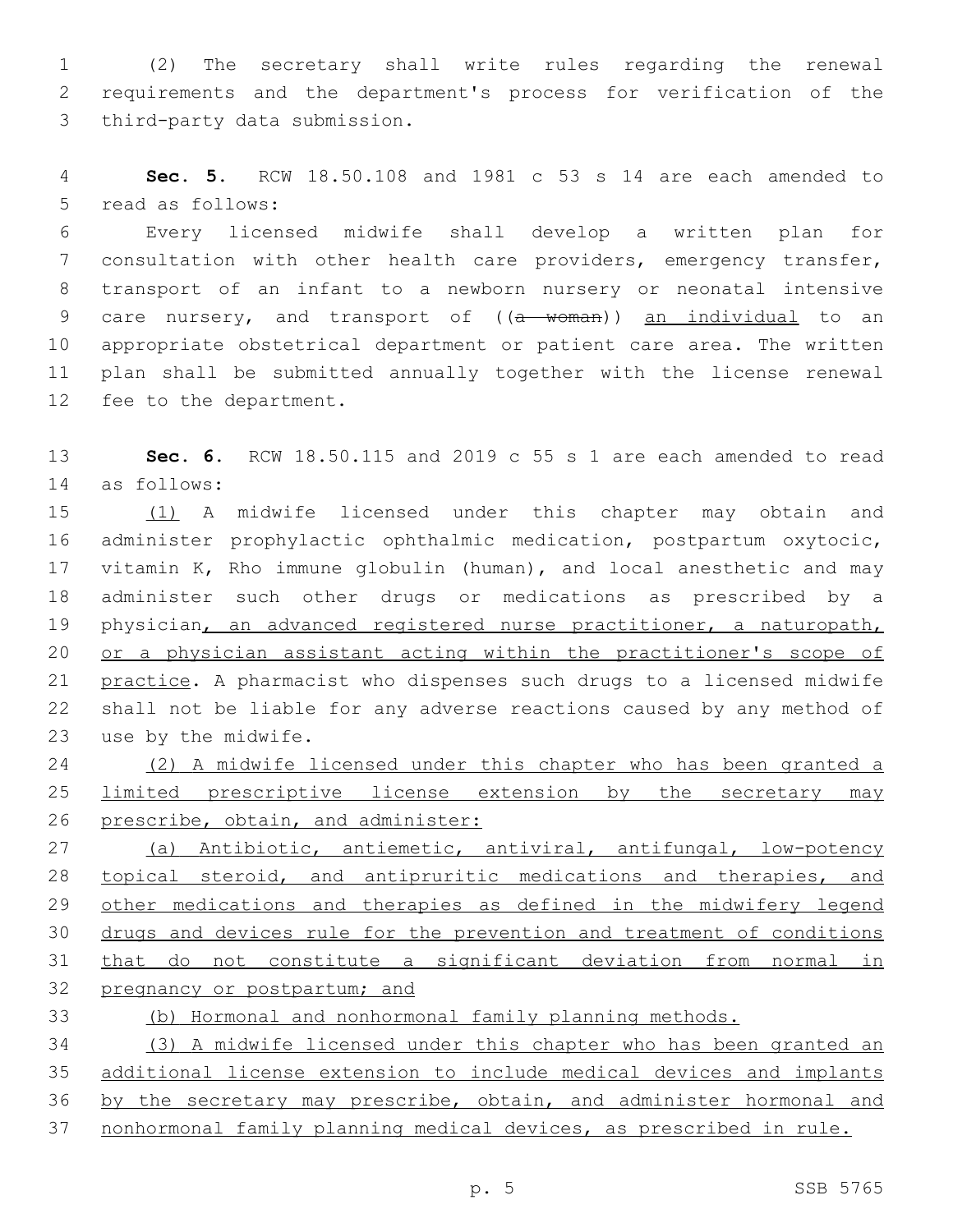(2) The secretary shall write rules regarding the renewal requirements and the department's process for verification of the third-party data submission.

**Sec. 5.** RCW 18.50.108 and 1981 c 53 s 14 are each amended to read as follows:

Every licensed midwife shall develop a written plan for consultation with other health care providers, emergency transfer, transport of an infant to a newborn nursery or neonatal intensive care nursery, and transport of ((~~a woman~~)) <u>an individual</u> to an appropriate obstetrical department or patient care area. The written plan shall be submitted annually together with the license renewal fee to the department.

**Sec. 6.** RCW 18.50.115 and 2019 c 55 s 1 are each amended to read as follows:

<u>(1)</u> A midwife licensed under this chapter may obtain and administer prophylactic ophthalmic medication, postpartum oxytocic, vitamin K, Rho immune globulin (human), and local anesthetic and may administer such other drugs or medications as prescribed by a physician<u>, an advanced registered nurse practitioner, a naturopath, or a physician assistant acting within the practitioner's scope of practice</u>. A pharmacist who dispenses such drugs to a licensed midwife shall not be liable for any adverse reactions caused by any method of use by the midwife.

<u>(2) A midwife licensed under this chapter who has been granted a limited prescriptive license extension by the secretary may prescribe, obtain, and administer:</u>

<u>(a) Antibiotic, antiemetic, antiviral, antifungal, low-potency topical steroid, and antipruritic medications and therapies, and other medications and therapies as defined in the midwifery legend drugs and devices rule for the prevention and treatment of conditions that do not constitute a significant deviation from normal in pregnancy or postpartum; and</u>

<u>(b) Hormonal and nonhormonal family planning methods.</u>

<u>(3) A midwife licensed under this chapter who has been granted an additional license extension to include medical devices and implants by the secretary may prescribe, obtain, and administer hormonal and nonhormonal family planning medical devices, as prescribed in rule.</u>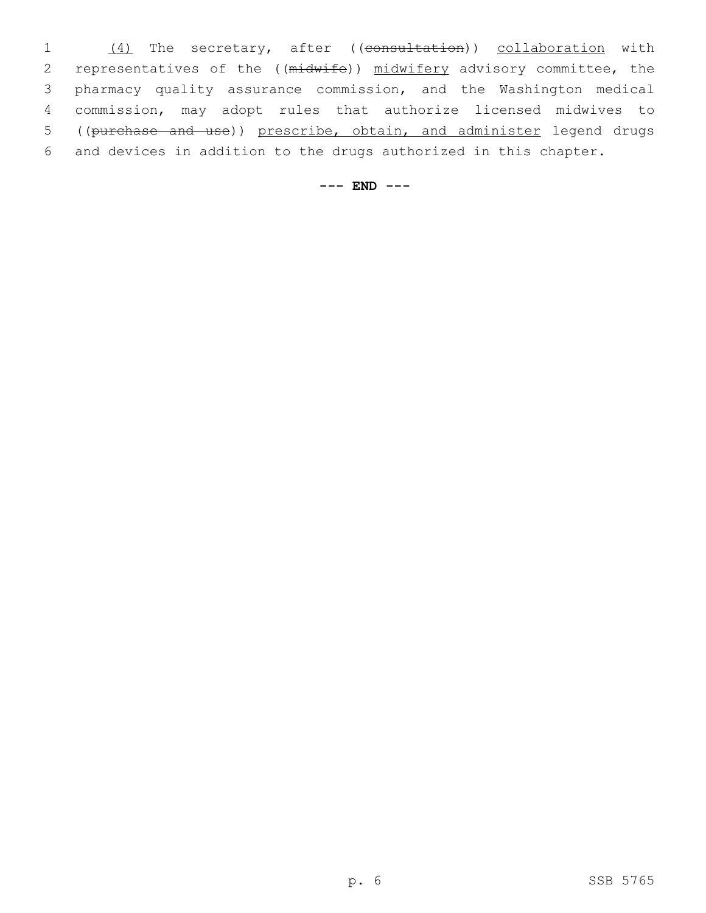(4) The secretary, after ((~~consultation~~)) collaboration with representatives of the ((~~midwife~~)) midwifery advisory committee, the pharmacy quality assurance commission, and the Washington medical commission, may adopt rules that authorize licensed midwives to ((~~purchase and use~~)) prescribe, obtain, and administer legend drugs and devices in addition to the drugs authorized in this chapter.

**--- END ---**